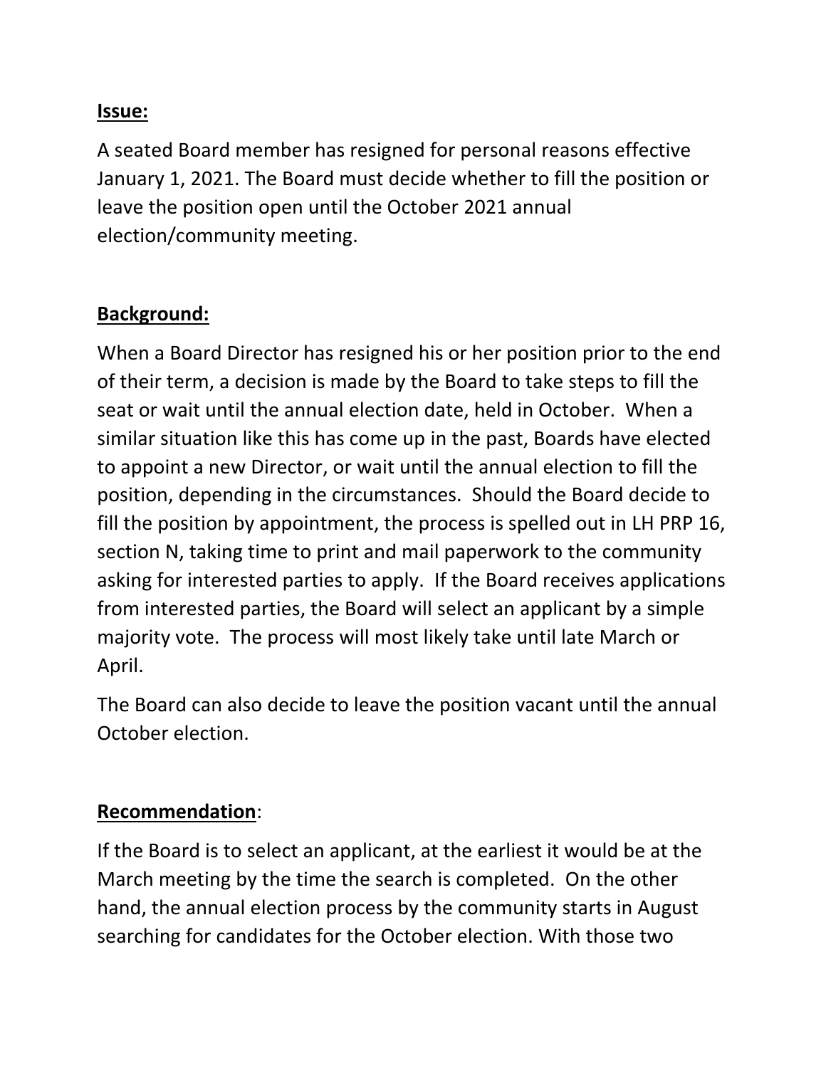**Issue:**

A seated Board member has resigned for personal reasons effective January 1, 2021. The Board must decide whether to fill the position or leave the position open until the October 2021 annual election/community meeting.

**Background:**

When a Board Director has resigned his or her position prior to the end of their term, a decision is made by the Board to take steps to fill the seat or wait until the annual election date, held in October. When a similar situation like this has come up in the past, Boards have elected to appoint a new Director, or wait until the annual election to fill the position, depending in the circumstances. Should the Board decide to fill the position by appointment, the process is spelled out in LH PRP 16, section N, taking time to print and mail paperwork to the community asking for interested parties to apply. If the Board receives applications from interested parties, the Board will select an applicant by a simple majority vote. The process will most likely take until late March or April.

The Board can also decide to leave the position vacant until the annual October election.

**Recommendation**:

If the Board is to select an applicant, at the earliest it would be at the March meeting by the time the search is completed. On the other hand, the annual election process by the community starts in August searching for candidates for the October election. With those two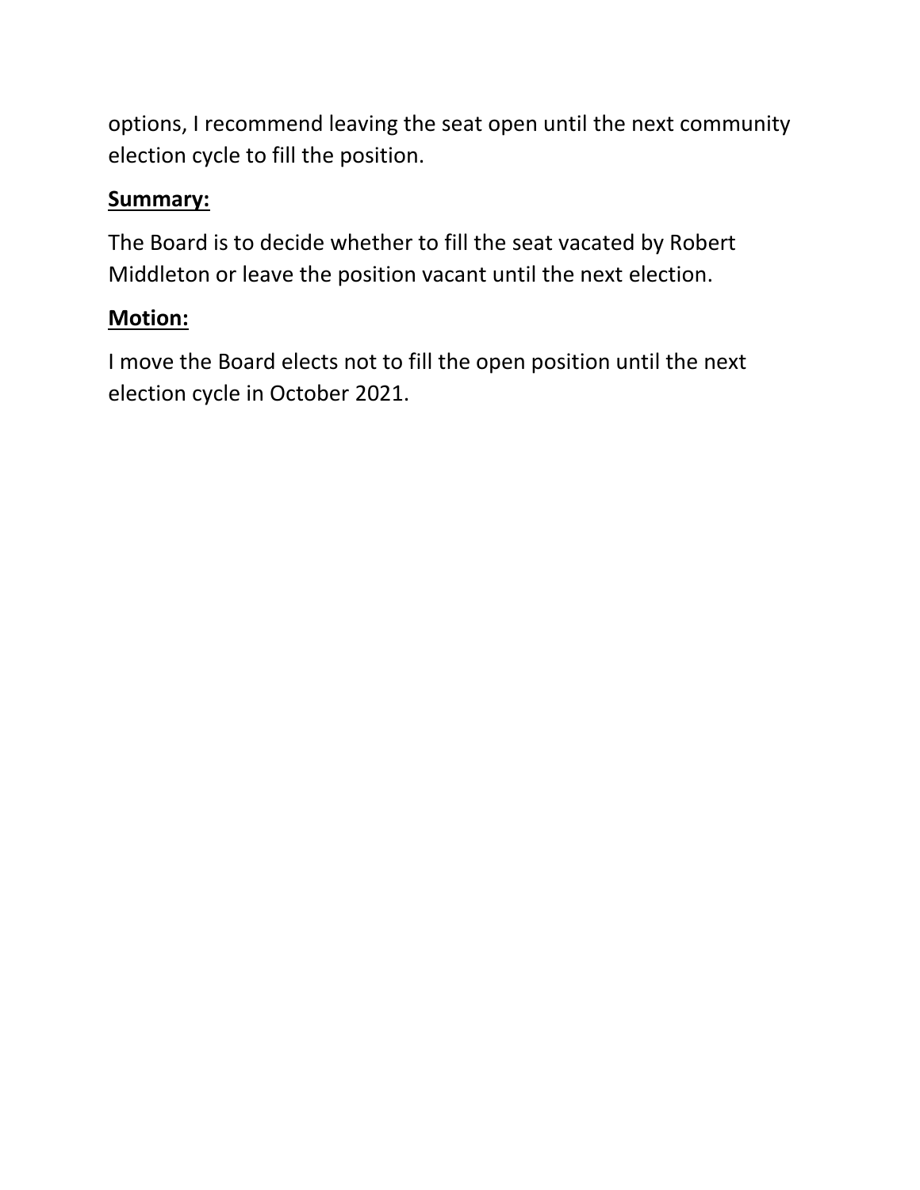options, I recommend leaving the seat open until the next community election cycle to fill the position.

**Summary:**

The Board is to decide whether to fill the seat vacated by Robert Middleton or leave the position vacant until the next election.

**Motion:**

I move the Board elects not to fill the open position until the next election cycle in October 2021.